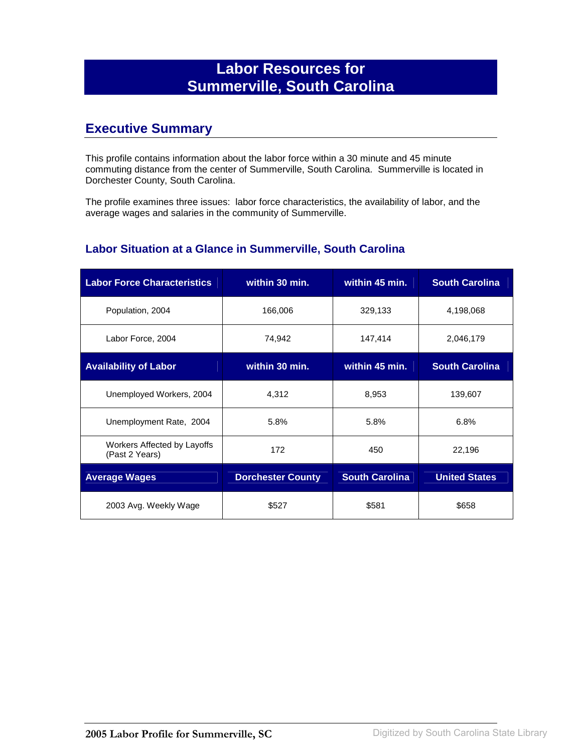# Labor Resources for Summerville, South Carolina

## Executive Summary

This profile contains information about the labor force within a 30 minute and 45 minute commuting distance from the center of Summerville, South Carolina. Summerville is located in Dorchester County, South Carolina.

The profile examines three issues: labor force characteristics, the availability of labor, and the average wages and salaries in the community of Summerville.

### Labor Situation at a Glance in Summerville, South Carolina

| Labor Force Characteristics | within 30 min. | within 45 min. | South Carolina |
|---|---|---|---|
| Population, 2004 | 166,006 | 329,133 | 4,198,068 |
| Labor Force, 2004 | 74,942 | 147,414 | 2,046,179 |
| **Availability of Labor** | **within 30 min.** | **within 45 min.** | **South Carolina** |
| Unemployed Workers, 2004 | 4,312 | 8,953 | 139,607 |
| Unemployment Rate, 2004 | 5.8% | 5.8% | 6.8% |
| Workers Affected by Layoffs (Past 2 Years) | 172 | 450 | 22,196 |
| **Average Wages** | **Dorchester County** | **South Carolina** | **United States** |
| 2003 Avg. Weekly Wage | $527 | $581 | $658 |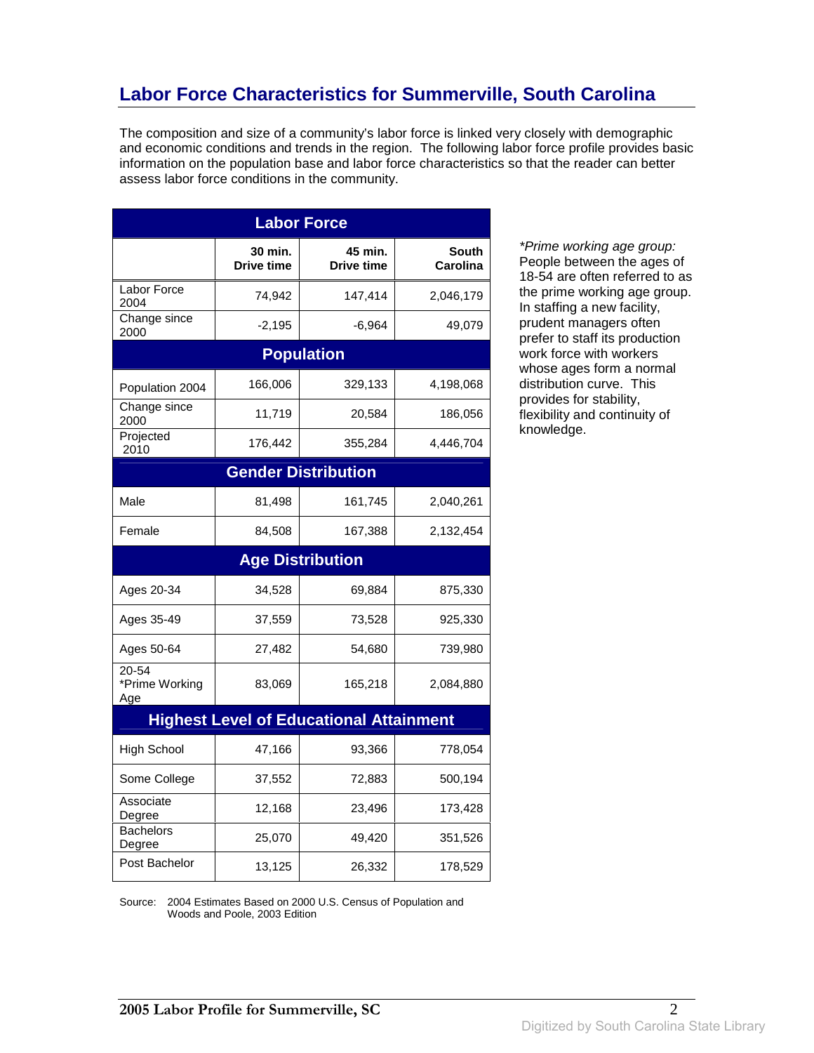# Labor Force Characteristics for Summerville, South Carolina

The composition and size of a community's labor force is linked very closely with demographic and economic conditions and trends in the region. The following labor force profile provides basic information on the population base and labor force characteristics so that the reader can better assess labor force conditions in the community.

| | 30 min. Drive time | 45 min. Drive time | South Carolina |
|---|---|---|---|
| **Labor Force** | | | |
| Labor Force 2004 | 74,942 | 147,414 | 2,046,179 |
| Change since 2000 | -2,195 | -6,964 | 49,079 |
| **Population** | | | |
| Population 2004 | 166,006 | 329,133 | 4,198,068 |
| Change since 2000 | 11,719 | 20,584 | 186,056 |
| Projected 2010 | 176,442 | 355,284 | 4,446,704 |
| **Gender Distribution** | | | |
| Male | 81,498 | 161,745 | 2,040,261 |
| Female | 84,508 | 167,388 | 2,132,454 |
| **Age Distribution** | | | |
| Ages 20-34 | 34,528 | 69,884 | 875,330 |
| Ages 35-49 | 37,559 | 73,528 | 925,330 |
| Ages 50-64 | 27,482 | 54,680 | 739,980 |
| 20-54 *Prime Working Age | 83,069 | 165,218 | 2,084,880 |
| **Highest Level of Educational Attainment** | | | |
| High School | 47,166 | 93,366 | 778,054 |
| Some College | 37,552 | 72,883 | 500,194 |
| Associate Degree | 12,168 | 23,496 | 173,428 |
| Bachelors Degree | 25,070 | 49,420 | 351,526 |
| Post Bachelor | 13,125 | 26,332 | 178,529 |

*\*Prime working age group:* People between the ages of 18-54 are often referred to as the prime working age group. In staffing a new facility, prudent managers often prefer to staff its production work force with workers whose ages form a normal distribution curve. This provides for stability, flexibility and continuity of knowledge.

Source: 2004 Estimates Based on 2000 U.S. Census of Population and Woods and Poole, 2003 Edition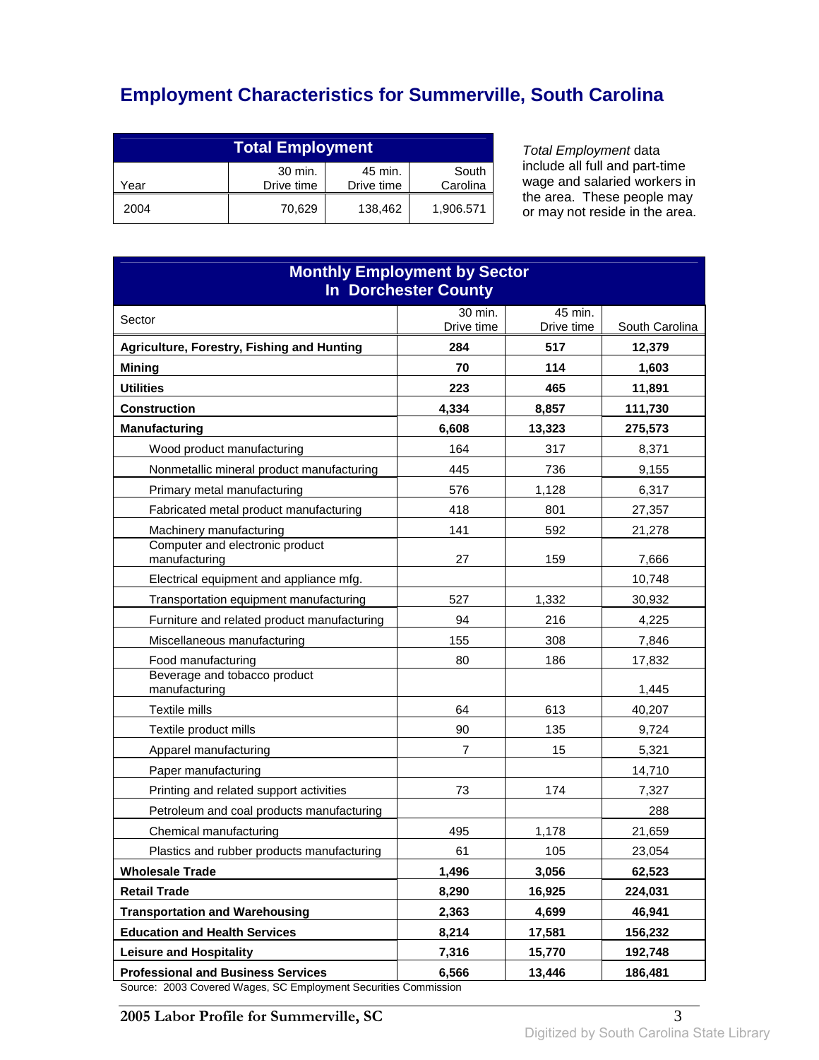# Employment Characteristics for Summerville, South Carolina

| Total Employment | | | |
|---|---|---|---|
| Year | 30 min. Drive time | 45 min. Drive time | South Carolina |
| 2004 | 70,629 | 138,462 | 1,906.571 |

*Total Employment* data include all full and part-time wage and salaried workers in the area. These people may or may not reside in the area.

| Monthly Employment by Sector In Dorchester County | | | |
|---|---|---|---|
| Sector | 30 min. Drive time | 45 min. Drive time | South Carolina |
| **Agriculture, Forestry, Fishing and Hunting** | **284** | **517** | **12,379** |
| **Mining** | **70** | **114** | **1,603** |
| **Utilities** | **223** | **465** | **11,891** |
| **Construction** | **4,334** | **8,857** | **111,730** |
| **Manufacturing** | **6,608** | **13,323** | **275,573** |
| Wood product manufacturing | 164 | 317 | 8,371 |
| Nonmetallic mineral product manufacturing | 445 | 736 | 9,155 |
| Primary metal manufacturing | 576 | 1,128 | 6,317 |
| Fabricated metal product manufacturing | 418 | 801 | 27,357 |
| Machinery manufacturing | 141 | 592 | 21,278 |
| Computer and electronic product manufacturing | 27 | 159 | 7,666 |
| Electrical equipment and appliance mfg. | | | 10,748 |
| Transportation equipment manufacturing | 527 | 1,332 | 30,932 |
| Furniture and related product manufacturing | 94 | 216 | 4,225 |
| Miscellaneous manufacturing | 155 | 308 | 7,846 |
| Food manufacturing | 80 | 186 | 17,832 |
| Beverage and tobacco product manufacturing | | | 1,445 |
| Textile mills | 64 | 613 | 40,207 |
| Textile product mills | 90 | 135 | 9,724 |
| Apparel manufacturing | 7 | 15 | 5,321 |
| Paper manufacturing | | | 14,710 |
| Printing and related support activities | 73 | 174 | 7,327 |
| Petroleum and coal products manufacturing | | | 288 |
| Chemical manufacturing | 495 | 1,178 | 21,659 |
| Plastics and rubber products manufacturing | 61 | 105 | 23,054 |
| **Wholesale Trade** | **1,496** | **3,056** | **62,523** |
| **Retail Trade** | **8,290** | **16,925** | **224,031** |
| **Transportation and Warehousing** | **2,363** | **4,699** | **46,941** |
| **Education and Health Services** | **8,214** | **17,581** | **156,232** |
| **Leisure and Hospitality** | **7,316** | **15,770** | **192,748** |
| **Professional and Business Services** | **6,566** | **13,446** | **186,481** |

Source: 2003 Covered Wages, SC Employment Securities Commission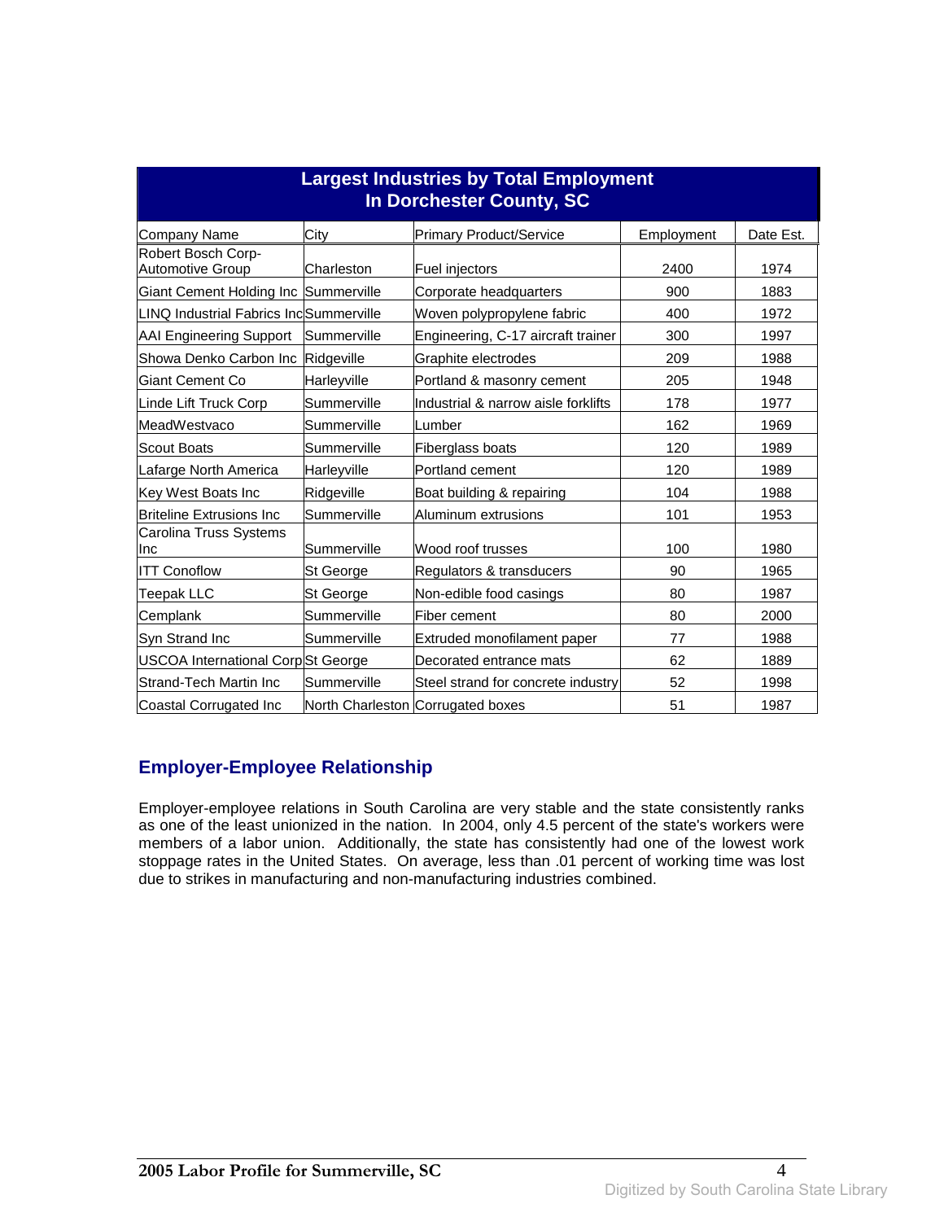## Largest Industries by Total Employment In Dorchester County, SC

| Company Name | City | Primary Product/Service | Employment | Date Est. |
|---|---|---|---|---|
| Robert Bosch Corp-Automotive Group | Charleston | Fuel injectors | 2400 | 1974 |
| Giant Cement Holding Inc | Summerville | Corporate headquarters | 900 | 1883 |
| LINQ Industrial Fabrics Inc | Summerville | Woven polypropylene fabric | 400 | 1972 |
| AAI Engineering Support | Summerville | Engineering, C-17 aircraft trainer | 300 | 1997 |
| Showa Denko Carbon Inc | Ridgeville | Graphite electrodes | 209 | 1988 |
| Giant Cement Co | Harleyville | Portland & masonry cement | 205 | 1948 |
| Linde Lift Truck Corp | Summerville | Industrial & narrow aisle forklifts | 178 | 1977 |
| MeadWestvaco | Summerville | Lumber | 162 | 1969 |
| Scout Boats | Summerville | Fiberglass boats | 120 | 1989 |
| Lafarge North America | Harleyville | Portland cement | 120 | 1989 |
| Key West Boats Inc | Ridgeville | Boat building & repairing | 104 | 1988 |
| Briteline Extrusions Inc | Summerville | Aluminum extrusions | 101 | 1953 |
| Carolina Truss Systems Inc | Summerville | Wood roof trusses | 100 | 1980 |
| ITT Conoflow | St George | Regulators & transducers | 90 | 1965 |
| Teepak LLC | St George | Non-edible food casings | 80 | 1987 |
| Cemplank | Summerville | Fiber cement | 80 | 2000 |
| Syn Strand Inc | Summerville | Extruded monofilament paper | 77 | 1988 |
| USCOA International Corp | St George | Decorated entrance mats | 62 | 1889 |
| Strand-Tech Martin Inc | Summerville | Steel strand for concrete industry | 52 | 1998 |
| Coastal Corrugated Inc | North Charleston | Corrugated boxes | 51 | 1987 |

## Employer-Employee Relationship

Employer-employee relations in South Carolina are very stable and the state consistently ranks as one of the least unionized in the nation. In 2004, only 4.5 percent of the state's workers were members of a labor union. Additionally, the state has consistently had one of the lowest work stoppage rates in the United States. On average, less than .01 percent of working time was lost due to strikes in manufacturing and non-manufacturing industries combined.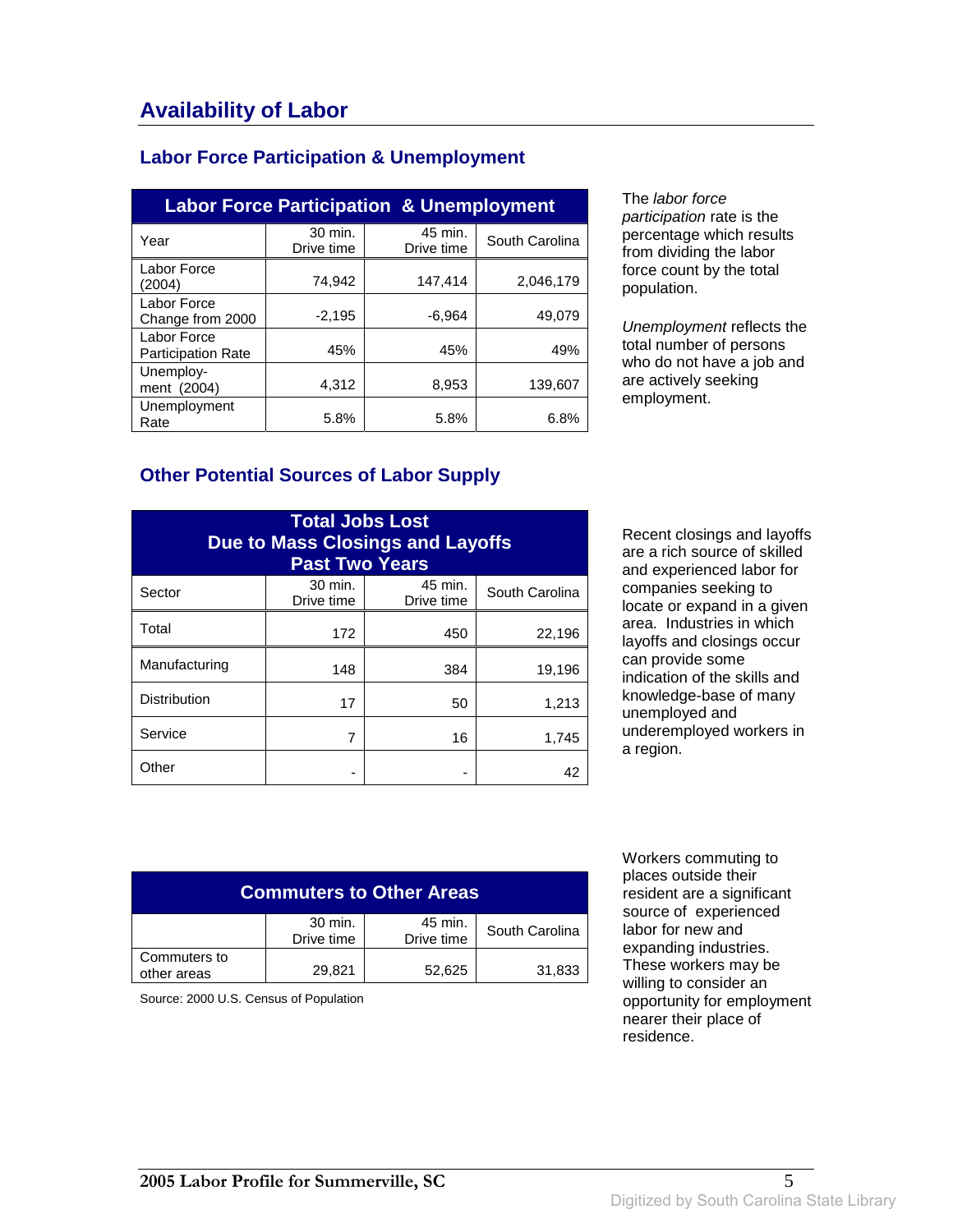# Availability of Labor

## Labor Force Participation & Unemployment

| Labor Force Participation & Unemployment | | | |
|---|---|---|---|
| Year | 30 min. Drive time | 45 min. Drive time | South Carolina |
| Labor Force (2004) | 74,942 | 147,414 | 2,046,179 |
| Labor Force Change from 2000 | -2,195 | -6,964 | 49,079 |
| Labor Force Participation Rate | 45% | 45% | 49% |
| Unemployment (2004) | 4,312 | 8,953 | 139,607 |
| Unemployment Rate | 5.8% | 5.8% | 6.8% |

The *labor force participation* rate is the percentage which results from dividing the labor force count by the total population.

*Unemployment* reflects the total number of persons who do not have a job and are actively seeking employment.

## Other Potential Sources of Labor Supply

| Total Jobs Lost Due to Mass Closings and Layoffs Past Two Years | | | |
|---|---|---|---|
| Sector | 30 min. Drive time | 45 min. Drive time | South Carolina |
| Total | 172 | 450 | 22,196 |
| Manufacturing | 148 | 384 | 19,196 |
| Distribution | 17 | 50 | 1,213 |
| Service | 7 | 16 | 1,745 |
| Other | - | - | 42 |

Recent closings and layoffs are a rich source of skilled and experienced labor for companies seeking to locate or expand in a given area. Industries in which layoffs and closings occur can provide some indication of the skills and knowledge-base of many unemployed and underemployed workers in a region.

| Commuters to Other Areas | | | |
|---|---|---|---|
| | 30 min. Drive time | 45 min. Drive time | South Carolina |
| Commuters to other areas | 29,821 | 52,625 | 31,833 |

Source: 2000 U.S. Census of Population

Workers commuting to places outside their resident are a significant source of experienced labor for new and expanding industries. These workers may be willing to consider an opportunity for employment nearer their place of residence.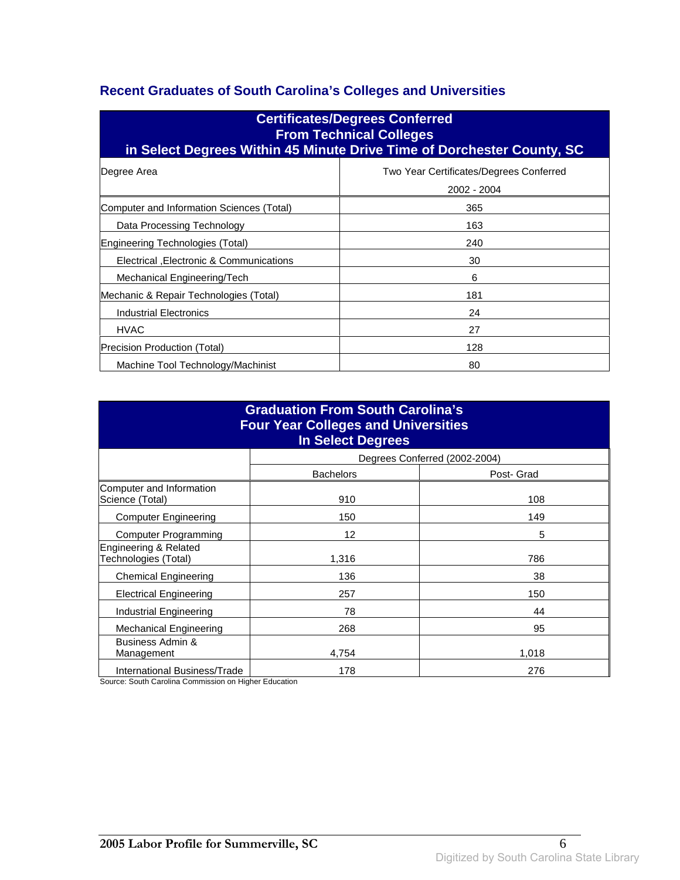## Recent Graduates of South Carolina's Colleges and Universities

| Certificates/Degrees Conferred From Technical Colleges in Select Degrees Within 45 Minute Drive Time of Dorchester County, SC | |
|---|---|
| Degree Area | Two Year Certificates/Degrees Conferred 2002 - 2004 |
| Computer and Information Sciences (Total) | 365 |
| Data Processing Technology | 163 |
| Engineering Technologies (Total) | 240 |
| Electrical ,Electronic & Communications | 30 |
| Mechanical Engineering/Tech | 6 |
| Mechanic & Repair Technologies (Total) | 181 |
| Industrial Electronics | 24 |
| HVAC | 27 |
| Precision Production (Total) | 128 |
| Machine Tool Technology/Machinist | 80 |

| Graduation From South Carolina's Four Year Colleges and Universities In Select Degrees | | |
|---|---|---|
| | Degrees Conferred (2002-2004) | |
| | Bachelors | Post- Grad |
| Computer and Information Science (Total) | 910 | 108 |
| Computer Engineering | 150 | 149 |
| Computer Programming | 12 | 5 |
| Engineering & Related Technologies (Total) | 1,316 | 786 |
| Chemical Engineering | 136 | 38 |
| Electrical Engineering | 257 | 150 |
| Industrial Engineering | 78 | 44 |
| Mechanical Engineering | 268 | 95 |
| Business Admin & Management | 4,754 | 1,018 |
| International Business/Trade | 178 | 276 |

Source: South Carolina Commission on Higher Education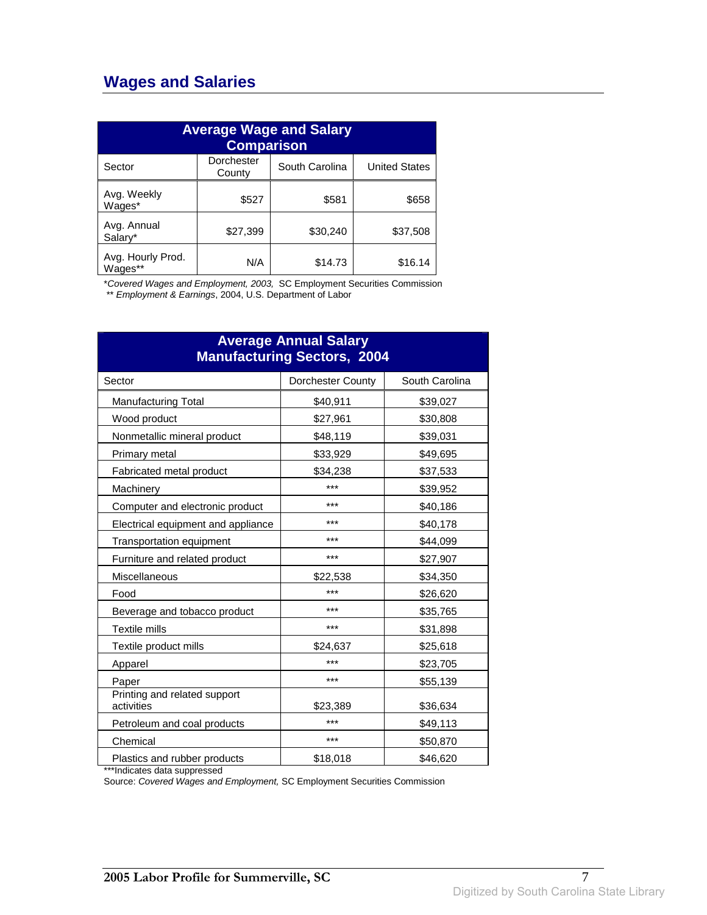## Wages and Salaries

| Average Wage and Salary Comparison | | | |
|---|---|---|---|
| Sector | Dorchester County | South Carolina | United States |
| Avg. Weekly Wages* | $527 | $581 | $658 |
| Avg. Annual Salary* | $27,399 | $30,240 | $37,508 |
| Avg. Hourly Prod. Wages** | N/A | $14.73 | $16.14 |

**Covered Wages and Employment, 2003,* SC Employment Securities Commission
** *Employment & Earnings*, 2004, U.S. Department of Labor

| Average Annual Salary Manufacturing Sectors, 2004 | | |
|---|---|---|
| Sector | Dorchester County | South Carolina |
| Manufacturing Total | $40,911 | $39,027 |
| Wood product | $27,961 | $30,808 |
| Nonmetallic mineral product | $48,119 | $39,031 |
| Primary metal | $33,929 | $49,695 |
| Fabricated metal product | $34,238 | $37,533 |
| Machinery | *** | $39,952 |
| Computer and electronic product | *** | $40,186 |
| Electrical equipment and appliance | *** | $40,178 |
| Transportation equipment | *** | $44,099 |
| Furniture and related product | *** | $27,907 |
| Miscellaneous | $22,538 | $34,350 |
| Food | *** | $26,620 |
| Beverage and tobacco product | *** | $35,765 |
| Textile mills | *** | $31,898 |
| Textile product mills | $24,637 | $25,618 |
| Apparel | *** | $23,705 |
| Paper | *** | $55,139 |
| Printing and related support activities | $23,389 | $36,634 |
| Petroleum and coal products | *** | $49,113 |
| Chemical | *** | $50,870 |
| Plastics and rubber products | $18,018 | $46,620 |

***Indicates data suppressed
Source: *Covered Wages and Employment,* SC Employment Securities Commission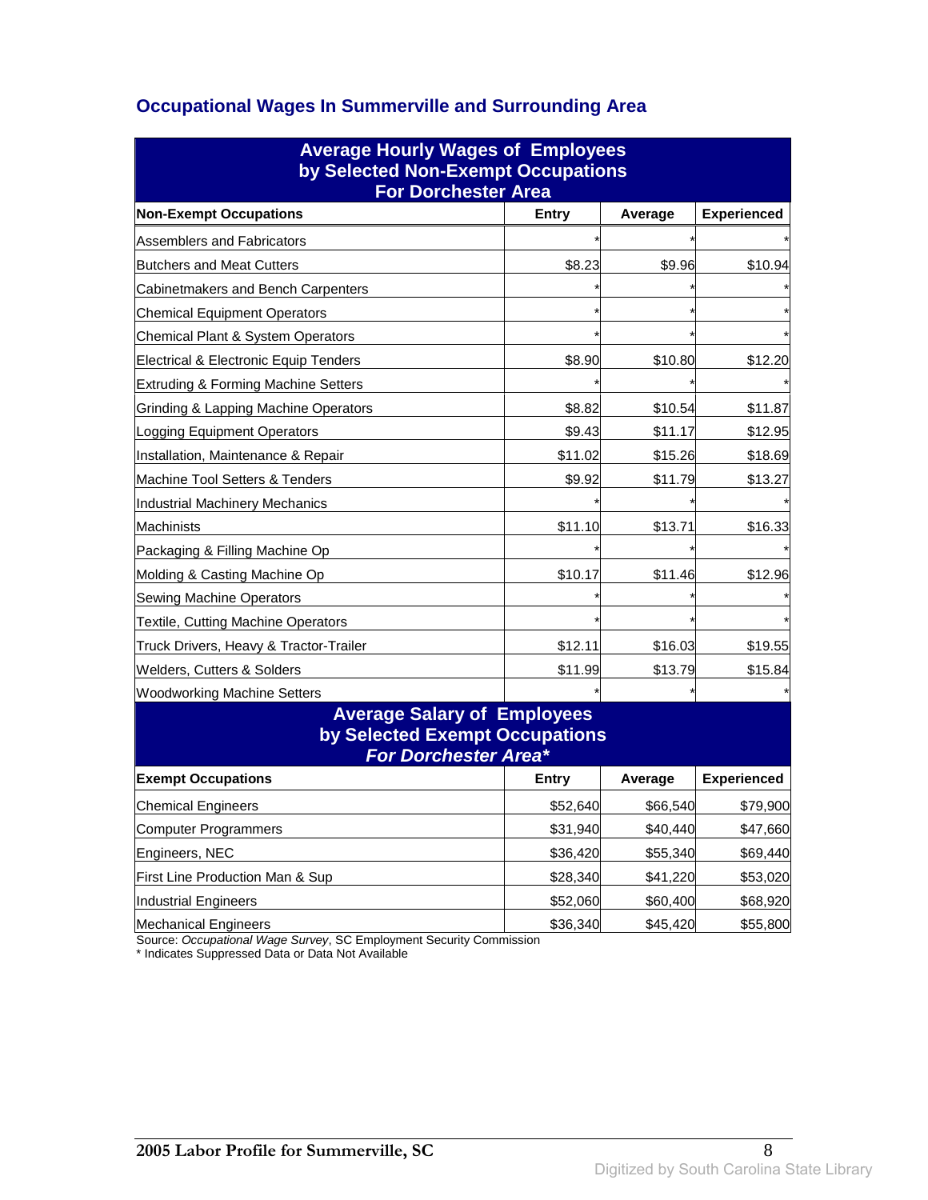## Occupational Wages In Summerville and Surrounding Area

| Average Hourly Wages of Employees by Selected Non-Exempt Occupations For Dorchester Area | | | |
|---|---|---|---|
| **Non-Exempt Occupations** | **Entry** | **Average** | **Experienced** |
| Assemblers and Fabricators | * | * | * |
| Butchers and Meat Cutters | $8.23 | $9.96 | $10.94 |
| Cabinetmakers and Bench Carpenters | * | * | * |
| Chemical Equipment Operators | * | * | * |
| Chemical Plant & System Operators | * | * | * |
| Electrical & Electronic Equip Tenders | $8.90 | $10.80 | $12.20 |
| Extruding & Forming Machine Setters | * | * | * |
| Grinding & Lapping Machine Operators | $8.82 | $10.54 | $11.87 |
| Logging Equipment Operators | $9.43 | $11.17 | $12.95 |
| Installation, Maintenance & Repair | $11.02 | $15.26 | $18.69 |
| Machine Tool Setters & Tenders | $9.92 | $11.79 | $13.27 |
| Industrial Machinery Mechanics | * | * | * |
| Machinists | $11.10 | $13.71 | $16.33 |
| Packaging & Filling Machine Op | * | * | * |
| Molding & Casting Machine Op | $10.17 | $11.46 | $12.96 |
| Sewing Machine Operators | * | * | * |
| Textile, Cutting Machine Operators | * | * | * |
| Truck Drivers, Heavy & Tractor-Trailer | $12.11 | $16.03 | $19.55 |
| Welders, Cutters & Solders | $11.99 | $13.79 | $15.84 |
| Woodworking Machine Setters | * | * | * |

| Average Salary of Employees by Selected Exempt Occupations *For Dorchester Area** | | | |
|---|---|---|---|
| **Exempt Occupations** | **Entry** | **Average** | **Experienced** |
| Chemical Engineers | $52,640 | $66,540 | $79,900 |
| Computer Programmers | $31,940 | $40,440 | $47,660 |
| Engineers, NEC | $36,420 | $55,340 | $69,440 |
| First Line Production Man & Sup | $28,340 | $41,220 | $53,020 |
| Industrial Engineers | $52,060 | $60,400 | $68,920 |
| Mechanical Engineers | $36,340 | $45,420 | $55,800 |

Source: *Occupational Wage Survey*, SC Employment Security Commission
* Indicates Suppressed Data or Data Not Available